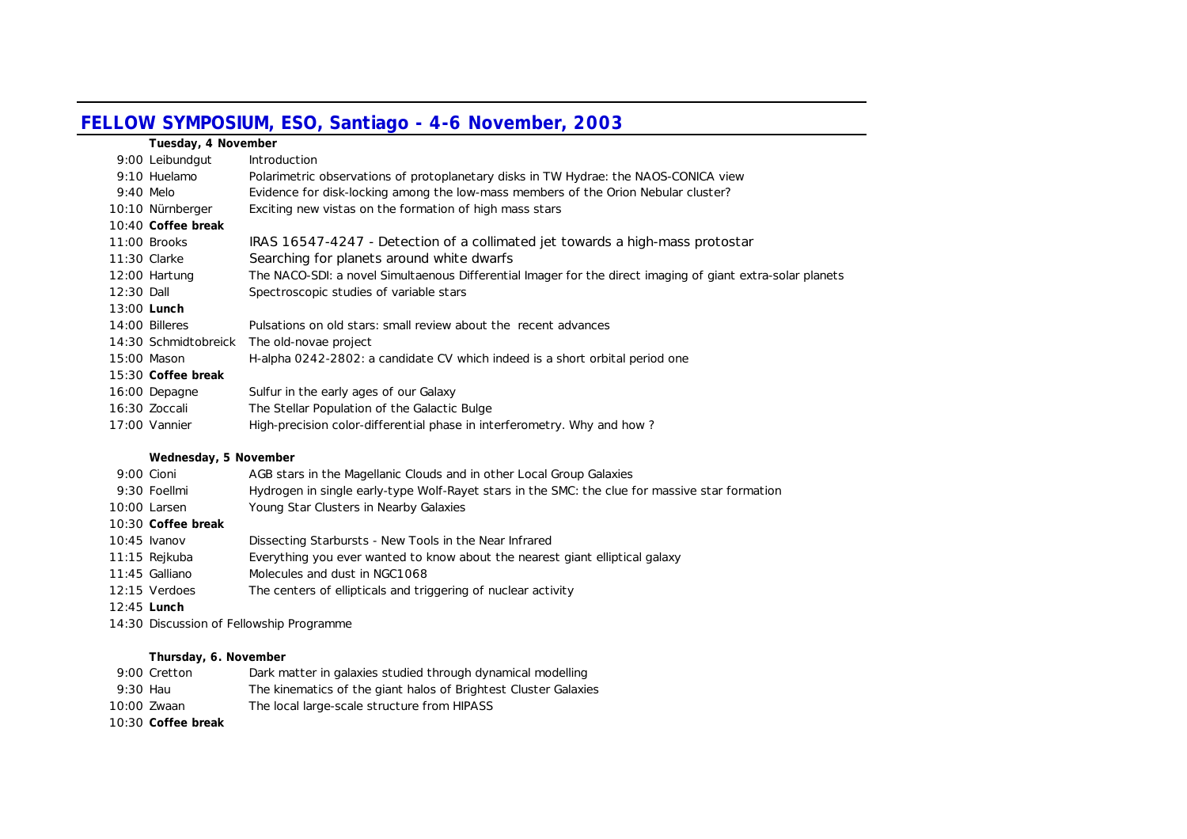# FELLOW SYMPOSIUM, ESO, Santiago - 4-6 November, 2003

**Tuesday, 4 November**

| | |
|---|---|
| 9:00 Leibundgut | Introduction |
| 9:10 Huelamo | Polarimetric observations of protoplanetary disks in TW Hydrae: the NAOS-CONICA view |
| 9:40 Melo | Evidence for disk-locking among the low-mass members of the Orion Nebular cluster? |
| 10:10 Nürnberger | Exciting new vistas on the formation of high mass stars |
| 10:40 **Coffee break** | |
| 11:00 Brooks | IRAS 16547-4247 - Detection of a collimated jet towards a high-mass protostar |
| 11:30 Clarke | Searching for planets around white dwarfs |
| 12:00 Hartung | The NACO-SDI: a novel Simultaenous Differential Imager for the direct imaging of giant extra-solar planets |
| 12:30 Dall | Spectroscopic studies of variable stars |
| 13:00 **Lunch** | |
| 14:00 Billeres | Pulsations on old stars: small review about the recent advances |
| 14:30 Schmidtobreick | The old-novae project |
| 15:00 Mason | H-alpha 0242-2802: a candidate CV which indeed is a short orbital period one |
| 15:30 **Coffee break** | |
| 16:00 Depagne | Sulfur in the early ages of our Galaxy |
| 16:30 Zoccali | The Stellar Population of the Galactic Bulge |
| 17:00 Vannier | High-precision color-differential phase in interferometry. Why and how ? |

**Wednesday, 5 November**

| | |
|---|---|
| 9:00 Cioni | AGB stars in the Magellanic Clouds and in other Local Group Galaxies |
| 9:30 Foellmi | Hydrogen in single early-type Wolf-Rayet stars in the SMC: the clue for massive star formation |
| 10:00 Larsen | Young Star Clusters in Nearby Galaxies |
| 10:30 **Coffee break** | |
| 10:45 Ivanov | Dissecting Starbursts - New Tools in the Near Infrared |
| 11:15 Rejkuba | Everything you ever wanted to know about the nearest giant elliptical galaxy |
| 11:45 Galliano | Molecules and dust in NGC1068 |
| 12:15 Verdoes | The centers of ellipticals and triggering of nuclear activity |
| 12:45 **Lunch** | |
| 14:30 Discussion of Fellowship Programme | |

**Thursday, 6. November**

| | |
|---|---|
| 9:00 Cretton | Dark matter in galaxies studied through dynamical modelling |
| 9:30 Hau | The kinematics of the giant halos of Brightest Cluster Galaxies |
| 10:00 Zwaan | The local large-scale structure from HIPASS |
| 10:30 **Coffee break** | |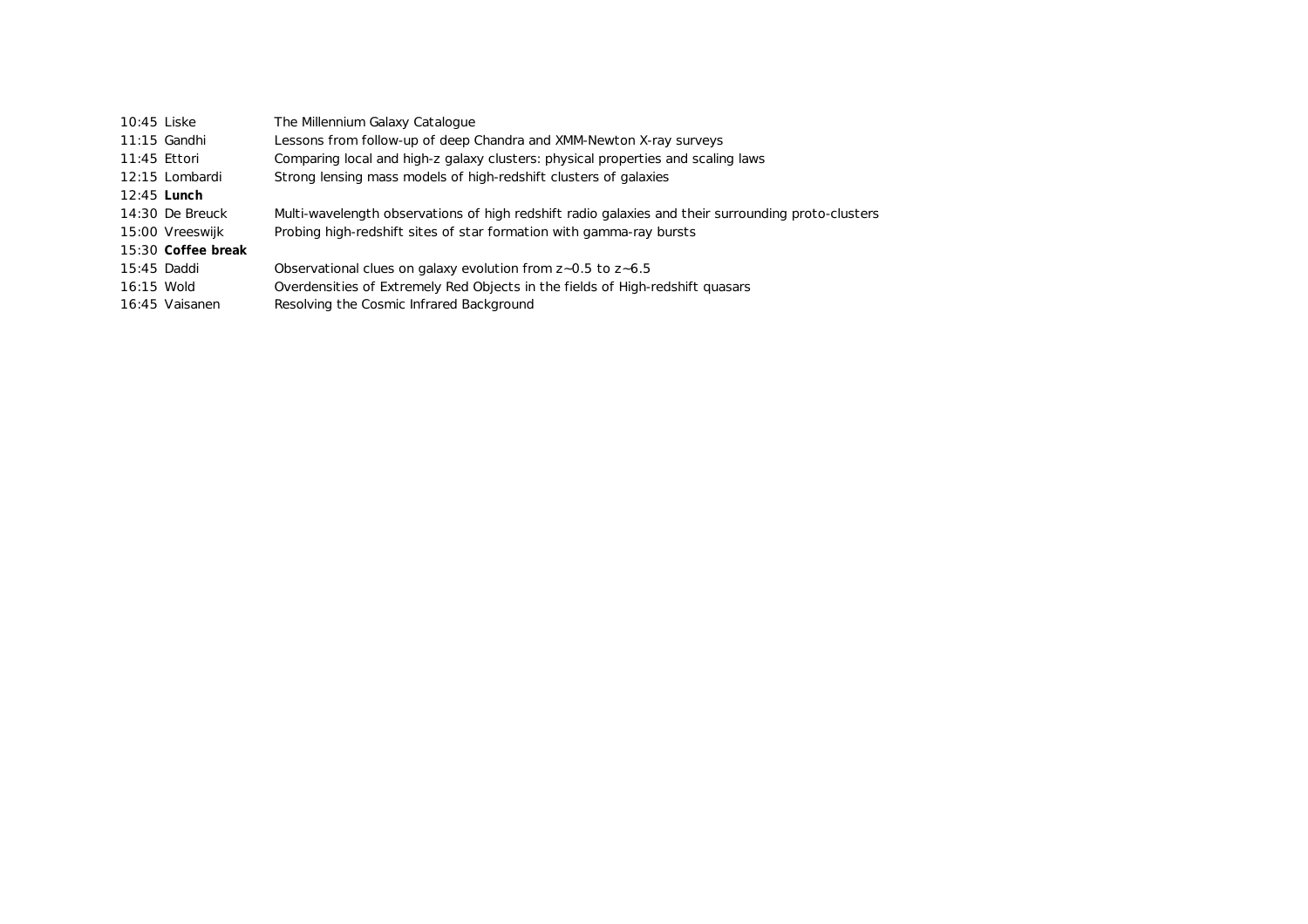| | | |
|---|---|---|
| 10:45 | Liske | The Millennium Galaxy Catalogue |
| 11:15 | Gandhi | Lessons from follow-up of deep Chandra and XMM-Newton X-ray surveys |
| 11:45 | Ettori | Comparing local and high-z galaxy clusters: physical properties and scaling laws |
| 12:15 | Lombardi | Strong lensing mass models of high-redshift clusters of galaxies |
| 12:45 | **Lunch** | |
| 14:30 | De Breuck | Multi-wavelength observations of high redshift radio galaxies and their surrounding proto-clusters |
| 15:00 | Vreeswijk | Probing high-redshift sites of star formation with gamma-ray bursts |
| 15:30 | **Coffee break** | |
| 15:45 | Daddi | Observational clues on galaxy evolution from $z \sim 0.5$ to $z \sim 6.5$ |
| 16:15 | Wold | Overdensities of Extremely Red Objects in the fields of High-redshift quasars |
| 16:45 | Vaisanen | Resolving the Cosmic Infrared Background |